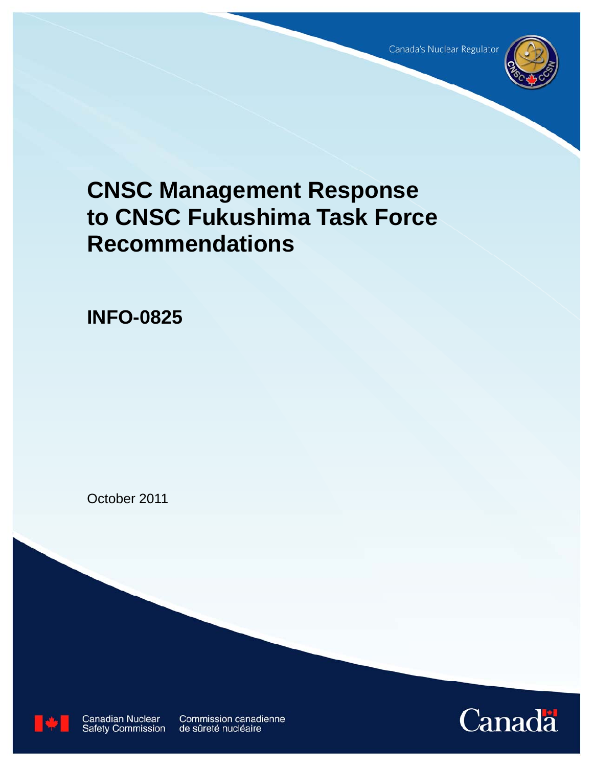Canada's Nuclear Regulator

# CNSC Management Response to CNSC Fukushima Task Force Recommendations

## INFO-0825

October 2011

Canadian Nuclear Safety Commission
Commission canadienne de sûreté nucléaire

Canada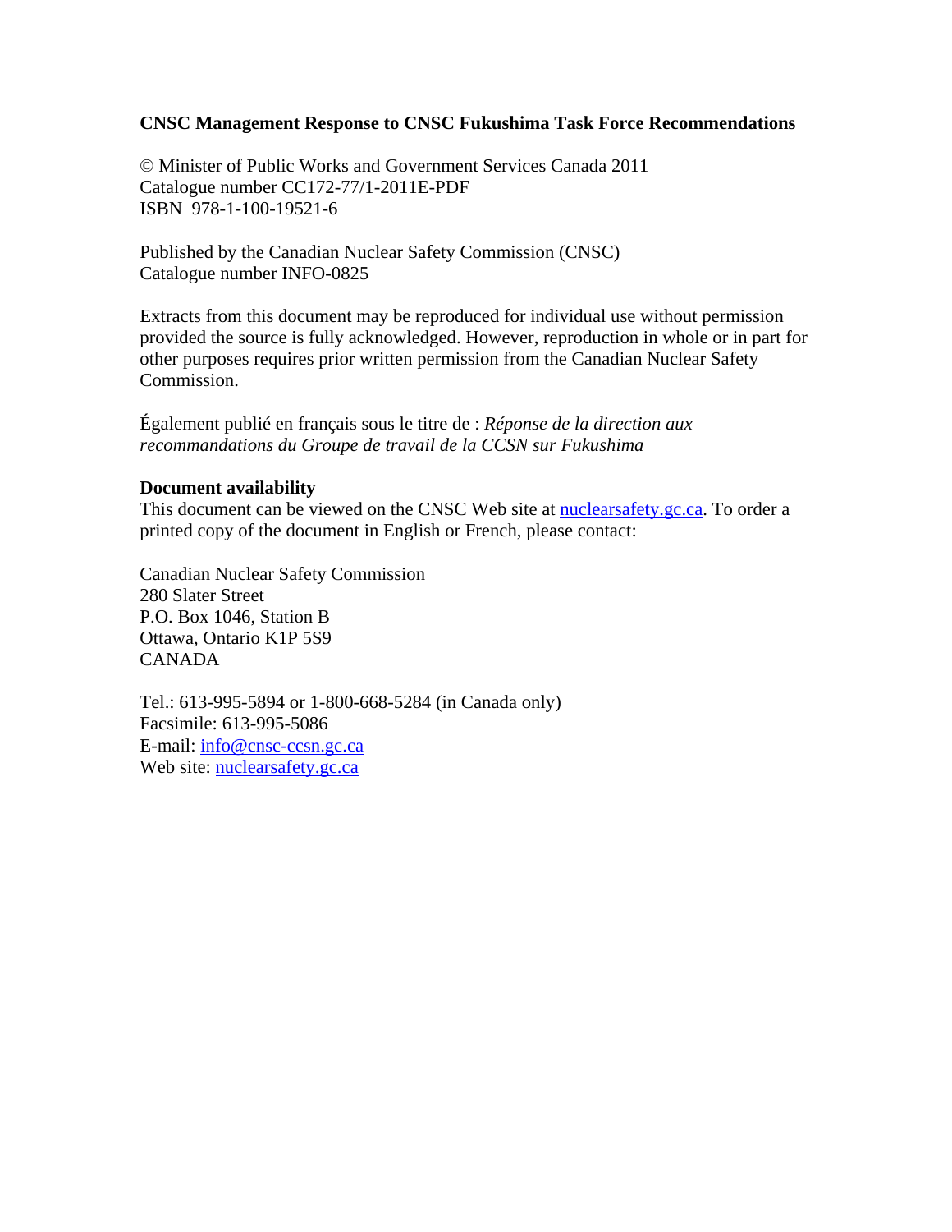**CNSC Management Response to CNSC Fukushima Task Force Recommendations**

© Minister of Public Works and Government Services Canada 2011
Catalogue number CC172-77/1-2011E-PDF
ISBN 978-1-100-19521-6

Published by the Canadian Nuclear Safety Commission (CNSC)
Catalogue number INFO-0825

Extracts from this document may be reproduced for individual use without permission provided the source is fully acknowledged. However, reproduction in whole or in part for other purposes requires prior written permission from the Canadian Nuclear Safety Commission.

Également publié en français sous le titre de : *Réponse de la direction aux recommandations du Groupe de travail de la CCSN sur Fukushima*

**Document availability**
This document can be viewed on the CNSC Web site at nuclearsafety.gc.ca. To order a printed copy of the document in English or French, please contact:

Canadian Nuclear Safety Commission
280 Slater Street
P.O. Box 1046, Station B
Ottawa, Ontario K1P 5S9
CANADA

Tel.: 613-995-5894 or 1-800-668-5284 (in Canada only)
Facsimile: 613-995-5086
E-mail: info@cnsc-ccsn.gc.ca
Web site: nuclearsafety.gc.ca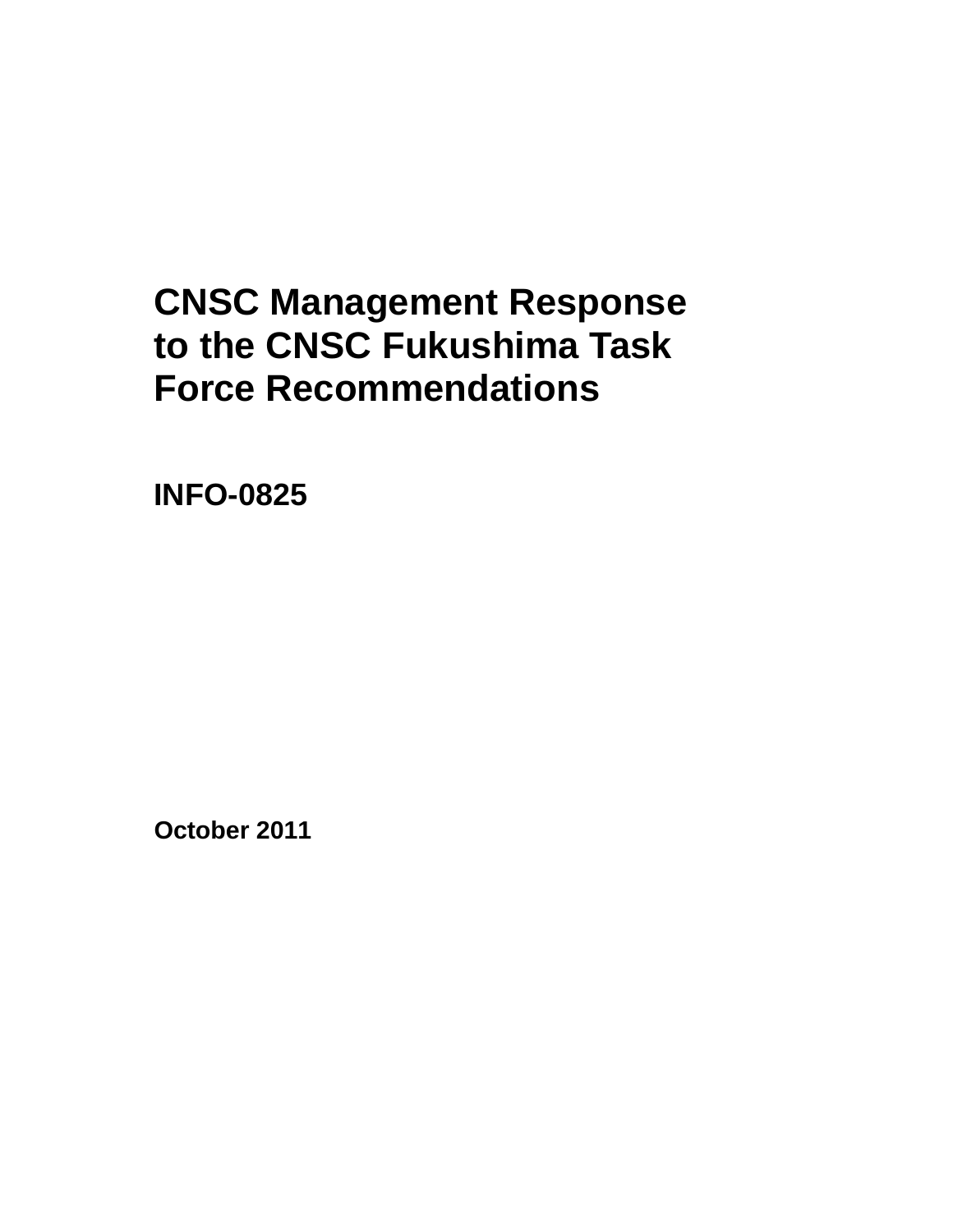# CNSC Management Response to the CNSC Fukushima Task Force Recommendations

**INFO-0825**

**October 2011**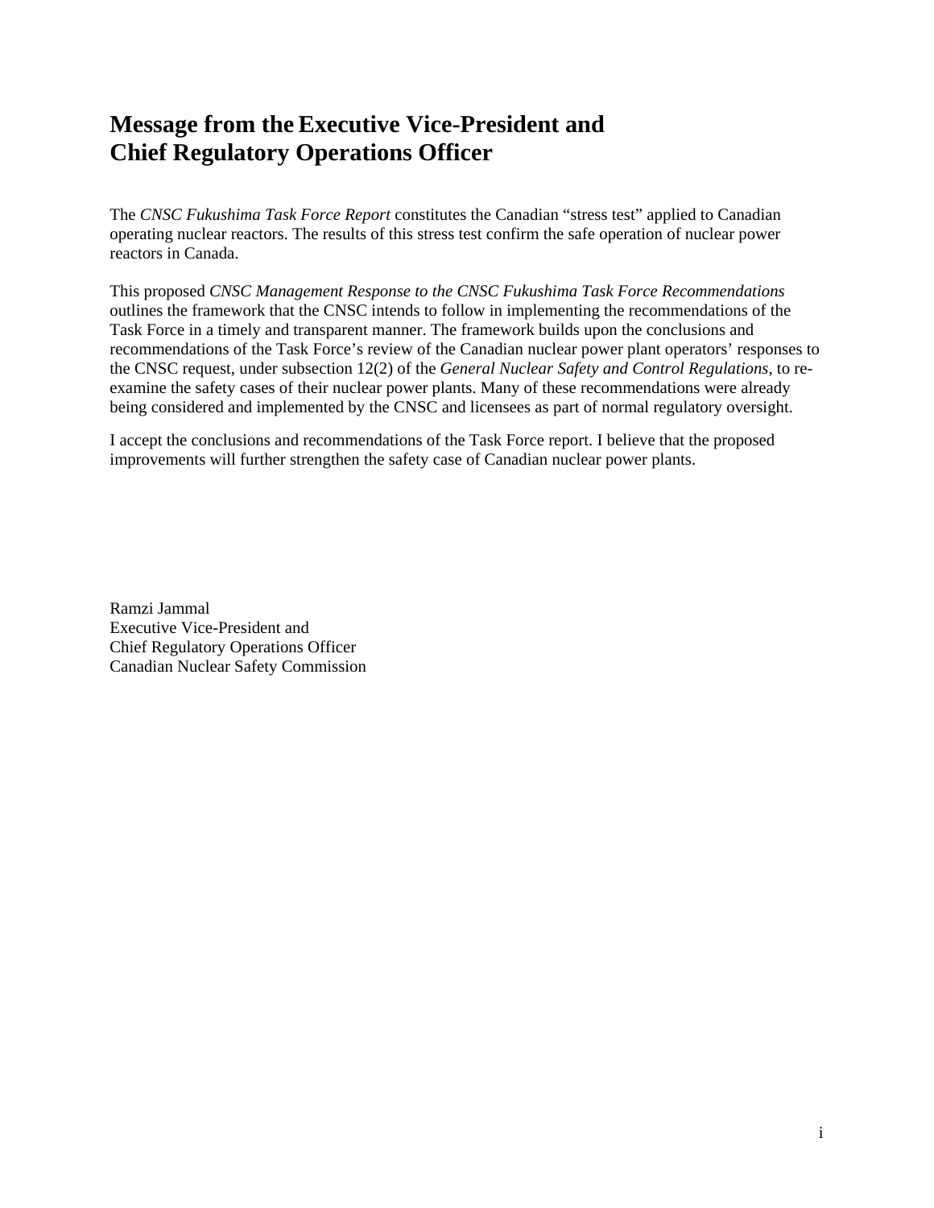# Message from the Executive Vice-President and Chief Regulatory Operations Officer

The *CNSC Fukushima Task Force Report* constitutes the Canadian "stress test" applied to Canadian operating nuclear reactors. The results of this stress test confirm the safe operation of nuclear power reactors in Canada.

This proposed *CNSC Management Response to the CNSC Fukushima Task Force Recommendations* outlines the framework that the CNSC intends to follow in implementing the recommendations of the Task Force in a timely and transparent manner. The framework builds upon the conclusions and recommendations of the Task Force's review of the Canadian nuclear power plant operators' responses to the CNSC request, under subsection 12(2) of the *General Nuclear Safety and Control Regulations*, to re-examine the safety cases of their nuclear power plants. Many of these recommendations were already being considered and implemented by the CNSC and licensees as part of normal regulatory oversight.

I accept the conclusions and recommendations of the Task Force report. I believe that the proposed improvements will further strengthen the safety case of Canadian nuclear power plants.

Ramzi Jammal  
Executive Vice-President and  
Chief Regulatory Operations Officer  
Canadian Nuclear Safety Commission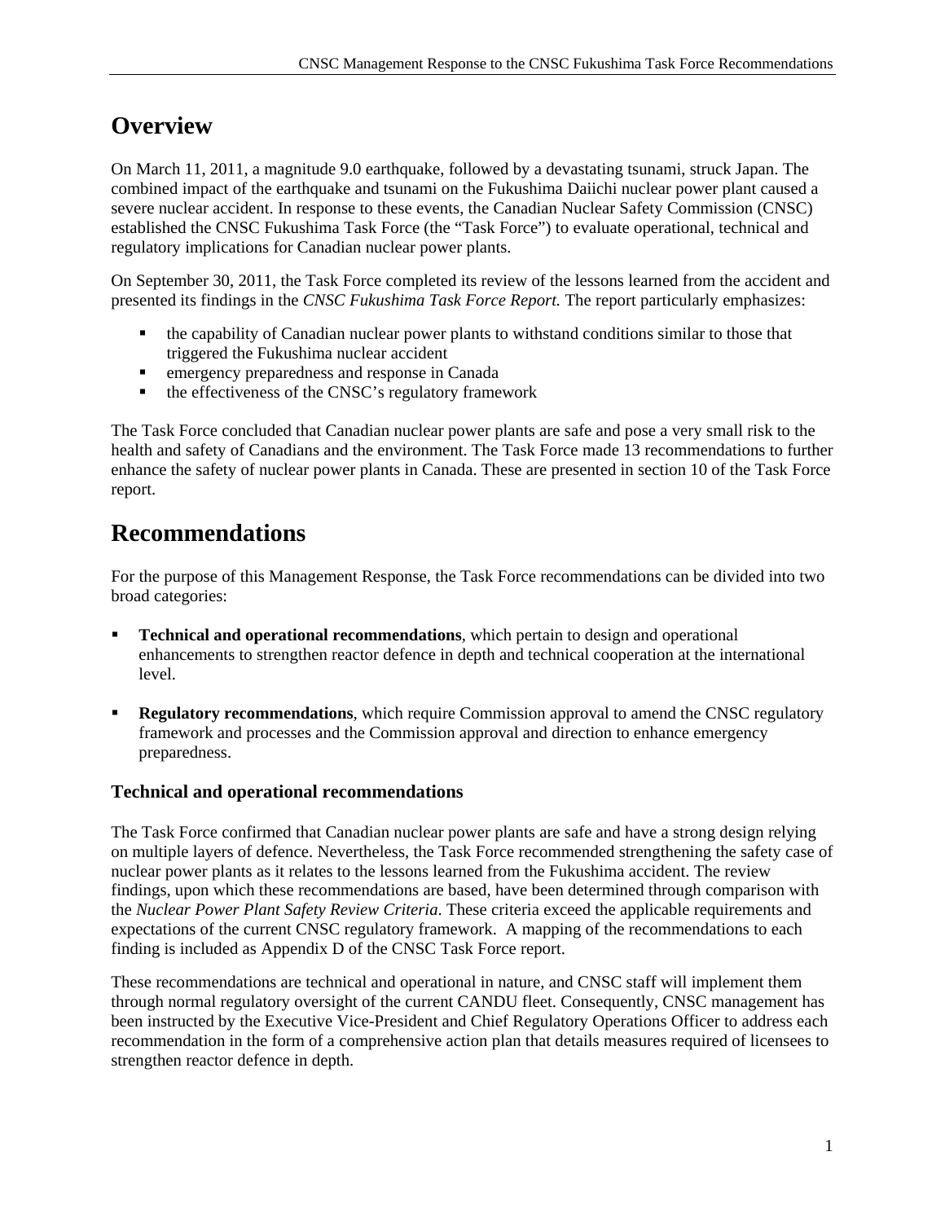# Overview

On March 11, 2011, a magnitude 9.0 earthquake, followed by a devastating tsunami, struck Japan. The combined impact of the earthquake and tsunami on the Fukushima Daiichi nuclear power plant caused a severe nuclear accident. In response to these events, the Canadian Nuclear Safety Commission (CNSC) established the CNSC Fukushima Task Force (the "Task Force") to evaluate operational, technical and regulatory implications for Canadian nuclear power plants.

On September 30, 2011, the Task Force completed its review of the lessons learned from the accident and presented its findings in the *CNSC Fukushima Task Force Report.* The report particularly emphasizes:

- the capability of Canadian nuclear power plants to withstand conditions similar to those that triggered the Fukushima nuclear accident
- emergency preparedness and response in Canada
- the effectiveness of the CNSC's regulatory framework

The Task Force concluded that Canadian nuclear power plants are safe and pose a very small risk to the health and safety of Canadians and the environment. The Task Force made 13 recommendations to further enhance the safety of nuclear power plants in Canada. These are presented in section 10 of the Task Force report.

# Recommendations

For the purpose of this Management Response, the Task Force recommendations can be divided into two broad categories:

- **Technical and operational recommendations**, which pertain to design and operational enhancements to strengthen reactor defence in depth and technical cooperation at the international level.
- **Regulatory recommendations**, which require Commission approval to amend the CNSC regulatory framework and processes and the Commission approval and direction to enhance emergency preparedness.

## Technical and operational recommendations

The Task Force confirmed that Canadian nuclear power plants are safe and have a strong design relying on multiple layers of defence. Nevertheless, the Task Force recommended strengthening the safety case of nuclear power plants as it relates to the lessons learned from the Fukushima accident. The review findings, upon which these recommendations are based, have been determined through comparison with the *Nuclear Power Plant Safety Review Criteria*. These criteria exceed the applicable requirements and expectations of the current CNSC regulatory framework. A mapping of the recommendations to each finding is included as Appendix D of the CNSC Task Force report.

These recommendations are technical and operational in nature, and CNSC staff will implement them through normal regulatory oversight of the current CANDU fleet. Consequently, CNSC management has been instructed by the Executive Vice-President and Chief Regulatory Operations Officer to address each recommendation in the form of a comprehensive action plan that details measures required of licensees to strengthen reactor defence in depth.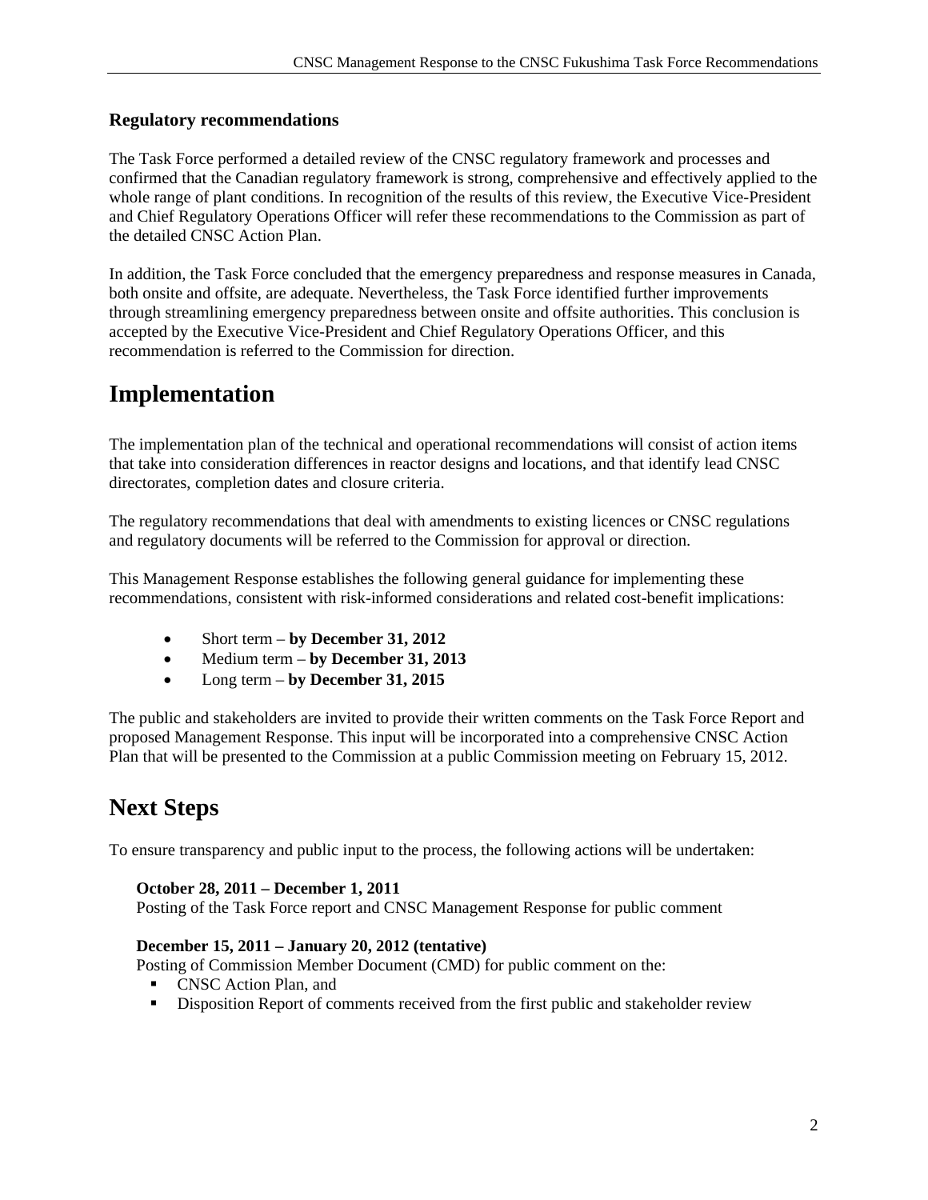### Regulatory recommendations

The Task Force performed a detailed review of the CNSC regulatory framework and processes and confirmed that the Canadian regulatory framework is strong, comprehensive and effectively applied to the whole range of plant conditions. In recognition of the results of this review, the Executive Vice-President and Chief Regulatory Operations Officer will refer these recommendations to the Commission as part of the detailed CNSC Action Plan.

In addition, the Task Force concluded that the emergency preparedness and response measures in Canada, both onsite and offsite, are adequate. Nevertheless, the Task Force identified further improvements through streamlining emergency preparedness between onsite and offsite authorities. This conclusion is accepted by the Executive Vice-President and Chief Regulatory Operations Officer, and this recommendation is referred to the Commission for direction.

# Implementation

The implementation plan of the technical and operational recommendations will consist of action items that take into consideration differences in reactor designs and locations, and that identify lead CNSC directorates, completion dates and closure criteria.

The regulatory recommendations that deal with amendments to existing licences or CNSC regulations and regulatory documents will be referred to the Commission for approval or direction.

This Management Response establishes the following general guidance for implementing these recommendations, consistent with risk-informed considerations and related cost-benefit implications:

- Short term – **by December 31, 2012**
- Medium term – **by December 31, 2013**
- Long term – **by December 31, 2015**

The public and stakeholders are invited to provide their written comments on the Task Force Report and proposed Management Response. This input will be incorporated into a comprehensive CNSC Action Plan that will be presented to the Commission at a public Commission meeting on February 15, 2012.

# Next Steps

To ensure transparency and public input to the process, the following actions will be undertaken:

**October 28, 2011 – December 1, 2011**
Posting of the Task Force report and CNSC Management Response for public comment

**December 15, 2011 – January 20, 2012 (tentative)**
Posting of Commission Member Document (CMD) for public comment on the:

- CNSC Action Plan, and
- Disposition Report of comments received from the first public and stakeholder review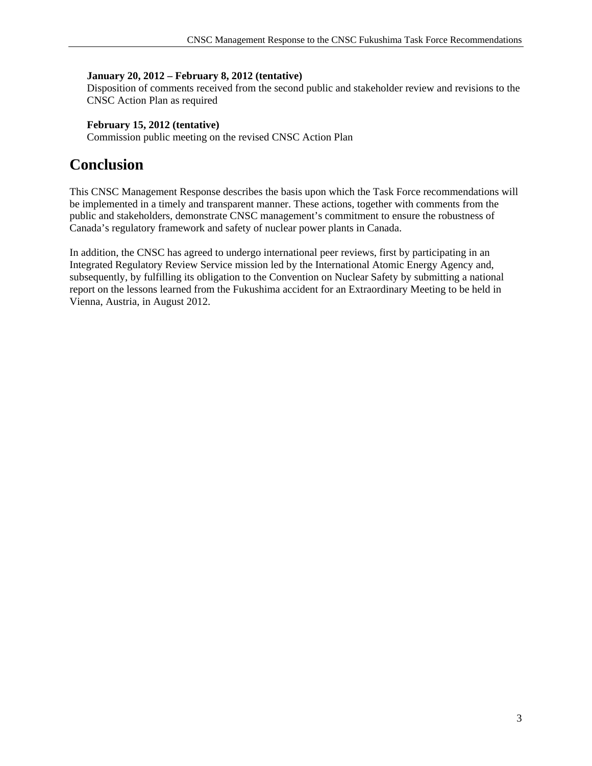**January 20, 2012 – February 8, 2012 (tentative)**
Disposition of comments received from the second public and stakeholder review and revisions to the CNSC Action Plan as required

**February 15, 2012 (tentative)**
Commission public meeting on the revised CNSC Action Plan

# Conclusion

This CNSC Management Response describes the basis upon which the Task Force recommendations will be implemented in a timely and transparent manner. These actions, together with comments from the public and stakeholders, demonstrate CNSC management's commitment to ensure the robustness of Canada's regulatory framework and safety of nuclear power plants in Canada.

In addition, the CNSC has agreed to undergo international peer reviews, first by participating in an Integrated Regulatory Review Service mission led by the International Atomic Energy Agency and, subsequently, by fulfilling its obligation to the Convention on Nuclear Safety by submitting a national report on the lessons learned from the Fukushima accident for an Extraordinary Meeting to be held in Vienna, Austria, in August 2012.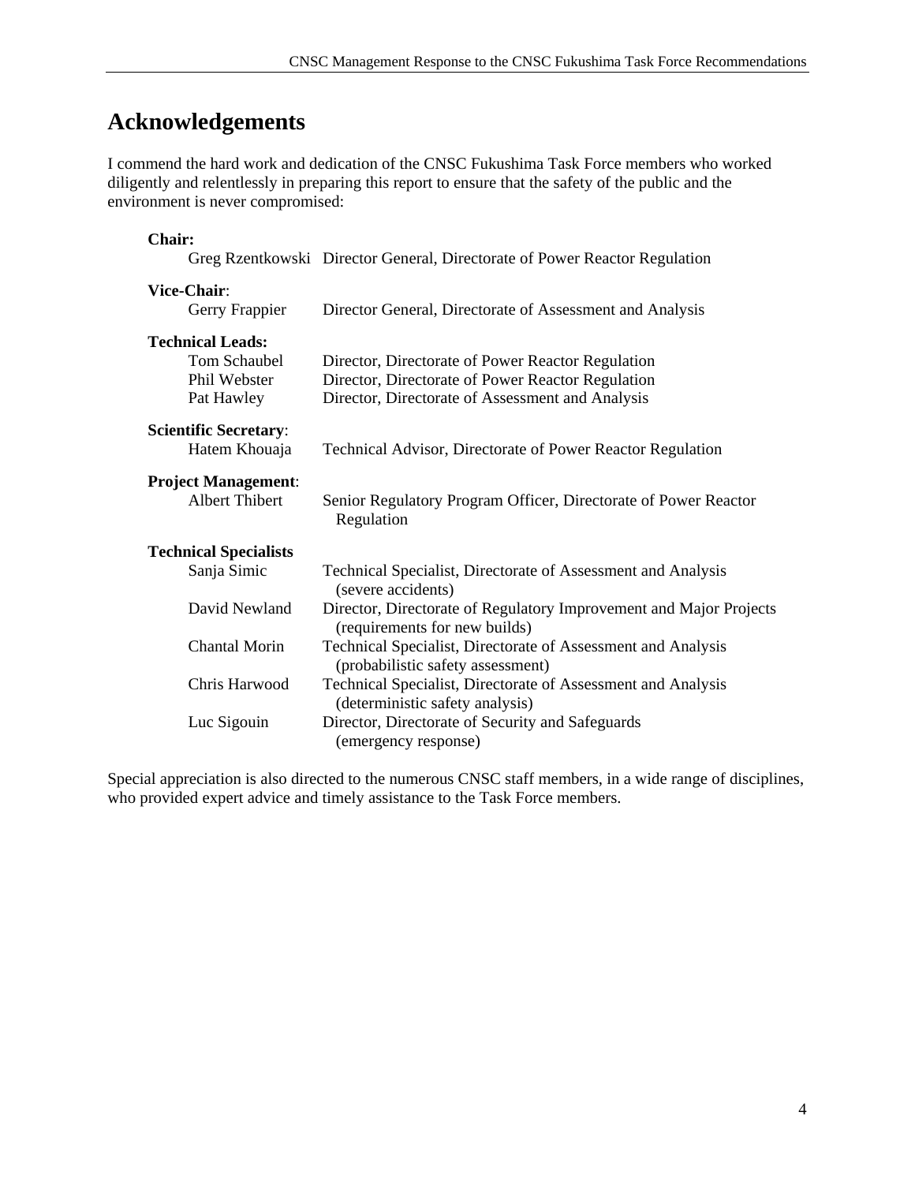# Acknowledgements

I commend the hard work and dedication of the CNSC Fukushima Task Force members who worked diligently and relentlessly in preparing this report to ensure that the safety of the public and the environment is never compromised:

**Chair:**

Greg Rzentkowski Director General, Directorate of Power Reactor Regulation

**Vice-Chair**:

Gerry Frappier Director General, Directorate of Assessment and Analysis

**Technical Leads:**

Tom Schaubel Director, Directorate of Power Reactor Regulation
Phil Webster Director, Directorate of Power Reactor Regulation
Pat Hawley Director, Directorate of Assessment and Analysis

**Scientific Secretary**:

Hatem Khouaja Technical Advisor, Directorate of Power Reactor Regulation

**Project Management**:

Albert Thibert Senior Regulatory Program Officer, Directorate of Power Reactor Regulation

**Technical Specialists**

Sanja Simic Technical Specialist, Directorate of Assessment and Analysis (severe accidents)
David Newland Director, Directorate of Regulatory Improvement and Major Projects (requirements for new builds)
Chantal Morin Technical Specialist, Directorate of Assessment and Analysis (probabilistic safety assessment)
Chris Harwood Technical Specialist, Directorate of Assessment and Analysis (deterministic safety analysis)
Luc Sigouin Director, Directorate of Security and Safeguards (emergency response)

Special appreciation is also directed to the numerous CNSC staff members, in a wide range of disciplines, who provided expert advice and timely assistance to the Task Force members.